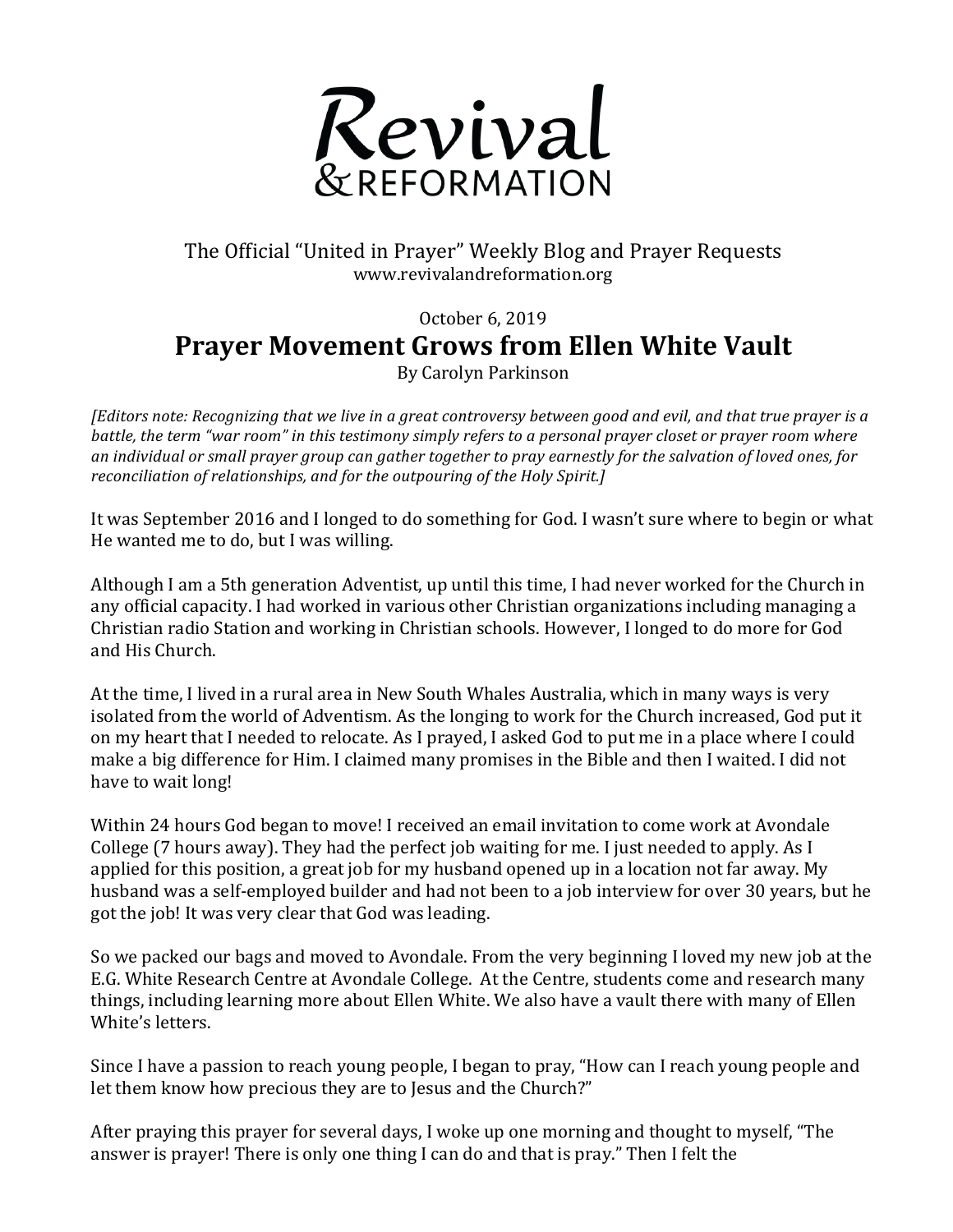# Revival & REFORMATION

The Official "United in Prayer" Weekly Blog and Prayer Requests
www.revivalandreformation.org

October 6, 2019

## Prayer Movement Grows from Ellen White Vault

By Carolyn Parkinson

*[Editors note: Recognizing that we live in a great controversy between good and evil, and that true prayer is a battle, the term "war room" in this testimony simply refers to a personal prayer closet or prayer room where an individual or small prayer group can gather together to pray earnestly for the salvation of loved ones, for reconciliation of relationships, and for the outpouring of the Holy Spirit.]*

It was September 2016 and I longed to do something for God. I wasn't sure where to begin or what He wanted me to do, but I was willing.

Although I am a 5th generation Adventist, up until this time, I had never worked for the Church in any official capacity. I had worked in various other Christian organizations including managing a Christian radio Station and working in Christian schools. However, I longed to do more for God and His Church.

At the time, I lived in a rural area in New South Whales Australia, which in many ways is very isolated from the world of Adventism. As the longing to work for the Church increased, God put it on my heart that I needed to relocate. As I prayed, I asked God to put me in a place where I could make a big difference for Him. I claimed many promises in the Bible and then I waited. I did not have to wait long!

Within 24 hours God began to move! I received an email invitation to come work at Avondale College (7 hours away). They had the perfect job waiting for me. I just needed to apply. As I applied for this position, a great job for my husband opened up in a location not far away. My husband was a self-employed builder and had not been to a job interview for over 30 years, but he got the job! It was very clear that God was leading.

So we packed our bags and moved to Avondale. From the very beginning I loved my new job at the E.G. White Research Centre at Avondale College. At the Centre, students come and research many things, including learning more about Ellen White. We also have a vault there with many of Ellen White's letters.

Since I have a passion to reach young people, I began to pray, "How can I reach young people and let them know how precious they are to Jesus and the Church?"

After praying this prayer for several days, I woke up one morning and thought to myself, "The answer is prayer! There is only one thing I can do and that is pray." Then I felt the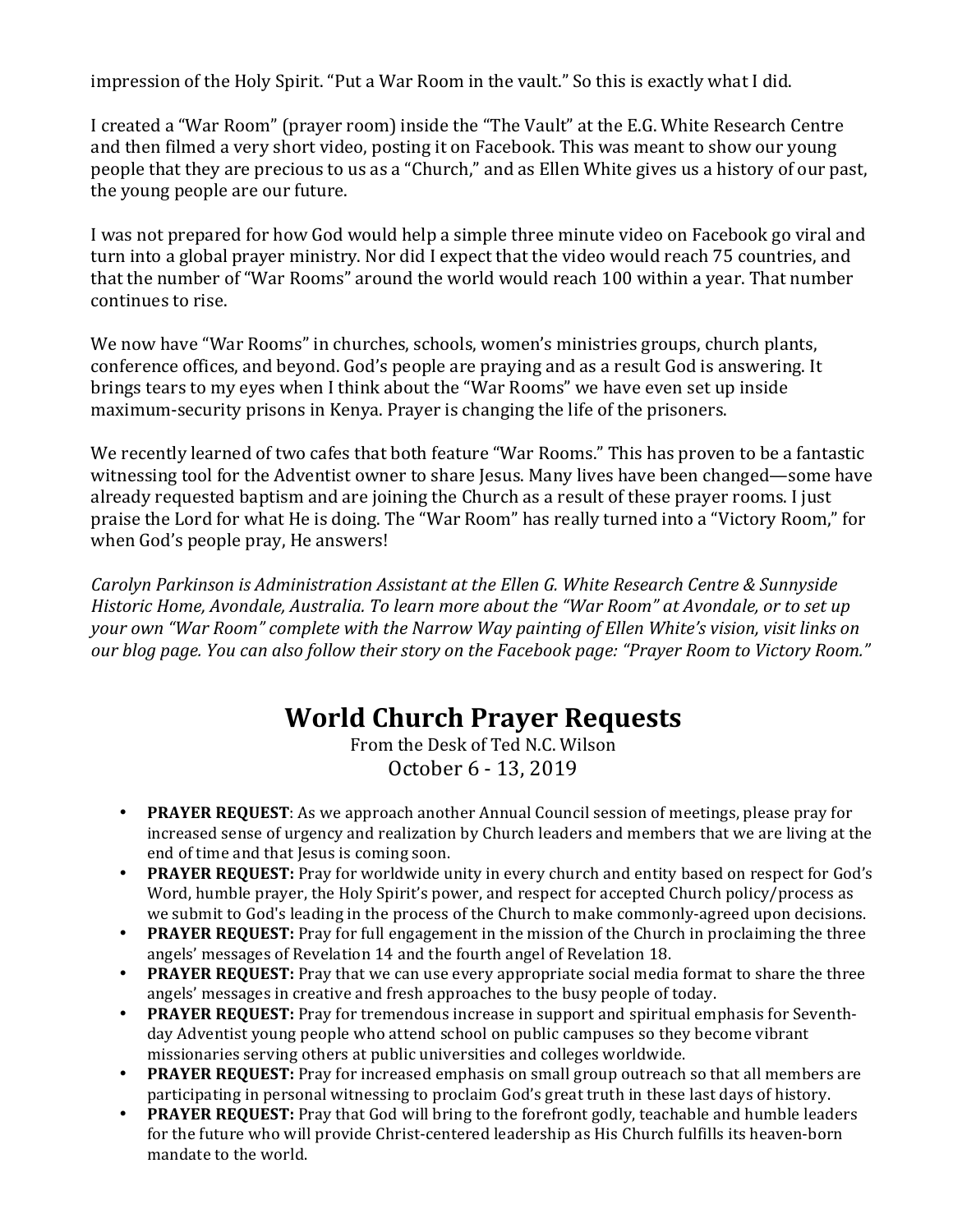impression of the Holy Spirit. "Put a War Room in the vault." So this is exactly what I did.

I created a "War Room" (prayer room) inside the "The Vault" at the E.G. White Research Centre and then filmed a very short video, posting it on Facebook. This was meant to show our young people that they are precious to us as a "Church," and as Ellen White gives us a history of our past, the young people are our future.

I was not prepared for how God would help a simple three minute video on Facebook go viral and turn into a global prayer ministry. Nor did I expect that the video would reach 75 countries, and that the number of "War Rooms" around the world would reach 100 within a year. That number continues to rise.

We now have "War Rooms" in churches, schools, women's ministries groups, church plants, conference offices, and beyond. God's people are praying and as a result God is answering. It brings tears to my eyes when I think about the "War Rooms" we have even set up inside maximum-security prisons in Kenya. Prayer is changing the life of the prisoners.

We recently learned of two cafes that both feature "War Rooms." This has proven to be a fantastic witnessing tool for the Adventist owner to share Jesus. Many lives have been changed—some have already requested baptism and are joining the Church as a result of these prayer rooms. I just praise the Lord for what He is doing. The "War Room" has really turned into a "Victory Room," for when God's people pray, He answers!

*Carolyn Parkinson is Administration Assistant at the Ellen G. White Research Centre & Sunnyside Historic Home, Avondale, Australia. To learn more about the "War Room" at Avondale, or to set up your own "War Room" complete with the Narrow Way painting of Ellen White's vision, visit links on our blog page. You can also follow their story on the Facebook page: "Prayer Room to Victory Room."*

## World Church Prayer Requests

From the Desk of Ted N.C. Wilson
October 6 - 13, 2019

- **PRAYER REQUEST**: As we approach another Annual Council session of meetings, please pray for increased sense of urgency and realization by Church leaders and members that we are living at the end of time and that Jesus is coming soon.
- **PRAYER REQUEST:** Pray for worldwide unity in every church and entity based on respect for God's Word, humble prayer, the Holy Spirit's power, and respect for accepted Church policy/process as we submit to God's leading in the process of the Church to make commonly-agreed upon decisions.
- **PRAYER REQUEST:** Pray for full engagement in the mission of the Church in proclaiming the three angels' messages of Revelation 14 and the fourth angel of Revelation 18.
- **PRAYER REQUEST:** Pray that we can use every appropriate social media format to share the three angels' messages in creative and fresh approaches to the busy people of today.
- **PRAYER REQUEST:** Pray for tremendous increase in support and spiritual emphasis for Seventh-day Adventist young people who attend school on public campuses so they become vibrant missionaries serving others at public universities and colleges worldwide.
- **PRAYER REQUEST:** Pray for increased emphasis on small group outreach so that all members are participating in personal witnessing to proclaim God's great truth in these last days of history.
- **PRAYER REQUEST:** Pray that God will bring to the forefront godly, teachable and humble leaders for the future who will provide Christ-centered leadership as His Church fulfills its heaven-born mandate to the world.